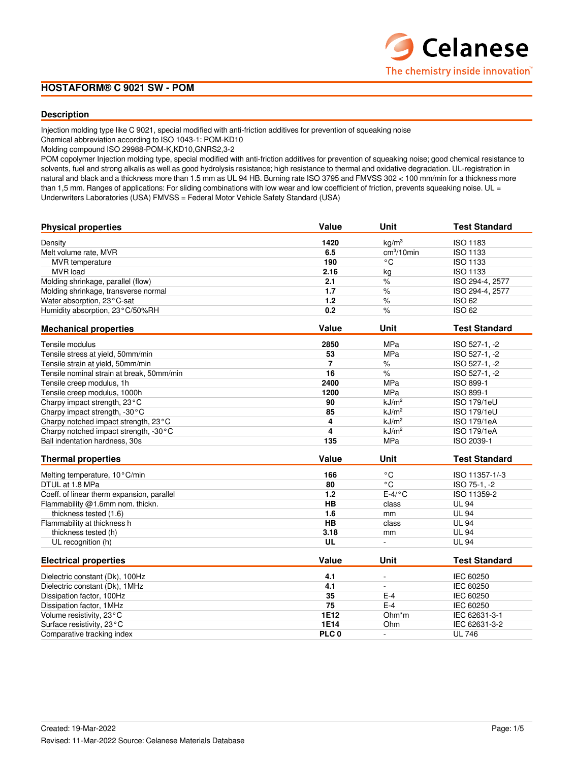# HOSTAFORM® C 9021 SW - POM

## Description

Injection molding type like C 9021, special modified with anti-friction additives for prevention of squeaking noise
Chemical abbreviation according to ISO 1043-1: POM-KD10
Molding compound ISO 29988-POM-K,KD10,GNRS2,3-2
POM copolymer Injection molding type, special modified with anti-friction additives for prevention of squeaking noise; good chemical resistance to solvents, fuel and strong alkalis as well as good hydrolysis resistance; high resistance to thermal and oxidative degradation. UL-registration in natural and black and a thickness more than 1.5 mm as UL 94 HB. Burning rate ISO 3795 and FMVSS 302 < 100 mm/min for a thickness more than 1,5 mm. Ranges of applications: For sliding combinations with low wear and low coefficient of friction, prevents squeaking noise. UL = Underwriters Laboratories (USA) FMVSS = Federal Motor Vehicle Safety Standard (USA)

| Physical properties | Value | Unit | Test Standard |
|---|---|---|---|
| Density | **1420** | kg/m³ | ISO 1183 |
| Melt volume rate, MVR | **6.5** | cm³/10min | ISO 1133 |
| MVR temperature | **190** | °C | ISO 1133 |
| MVR load | **2.16** | kg | ISO 1133 |
| Molding shrinkage, parallel (flow) | **2.1** | % | ISO 294-4, 2577 |
| Molding shrinkage, transverse normal | **1.7** | % | ISO 294-4, 2577 |
| Water absorption, 23°C-sat | **1.2** | % | ISO 62 |
| Humidity absorption, 23°C/50%RH | **0.2** | % | ISO 62 |

| Mechanical properties | Value | Unit | Test Standard |
|---|---|---|---|
| Tensile modulus | **2850** | MPa | ISO 527-1, -2 |
| Tensile stress at yield, 50mm/min | **53** | MPa | ISO 527-1, -2 |
| Tensile strain at yield, 50mm/min | **7** | % | ISO 527-1, -2 |
| Tensile nominal strain at break, 50mm/min | **16** | % | ISO 527-1, -2 |
| Tensile creep modulus, 1h | **2400** | MPa | ISO 899-1 |
| Tensile creep modulus, 1000h | **1200** | MPa | ISO 899-1 |
| Charpy impact strength, 23°C | **90** | kJ/m² | ISO 179/1eU |
| Charpy impact strength, -30°C | **85** | kJ/m² | ISO 179/1eU |
| Charpy notched impact strength, 23°C | **4** | kJ/m² | ISO 179/1eA |
| Charpy notched impact strength, -30°C | **4** | kJ/m² | ISO 179/1eA |
| Ball indentation hardness, 30s | **135** | MPa | ISO 2039-1 |

| Thermal properties | Value | Unit | Test Standard |
|---|---|---|---|
| Melting temperature, 10°C/min | **166** | °C | ISO 11357-1/-3 |
| DTUL at 1.8 MPa | **80** | °C | ISO 75-1, -2 |
| Coeff. of linear therm expansion, parallel | **1.2** | E-4/°C | ISO 11359-2 |
| Flammability @1.6mm nom. thickn. | **HB** | class | UL 94 |
| thickness tested (1.6) | **1.6** | mm | UL 94 |
| Flammability at thickness h | **HB** | class | UL 94 |
| thickness tested (h) | **3.18** | mm | UL 94 |
| UL recognition (h) | **UL** | - | UL 94 |

| Electrical properties | Value | Unit | Test Standard |
|---|---|---|---|
| Dielectric constant (Dk), 100Hz | **4.1** | - | IEC 60250 |
| Dielectric constant (Dk), 1MHz | **4.1** | - | IEC 60250 |
| Dissipation factor, 100Hz | **35** | E-4 | IEC 60250 |
| Dissipation factor, 1MHz | **75** | E-4 | IEC 60250 |
| Volume resistivity, 23°C | **1E12** | Ohm*m | IEC 62631-3-1 |
| Surface resistivity, 23°C | **1E14** | Ohm | IEC 62631-3-2 |
| Comparative tracking index | **PLC 0** | - | UL 746 |

Created: 19-Mar-2022
Revised: 11-Mar-2022 Source: Celanese Materials Database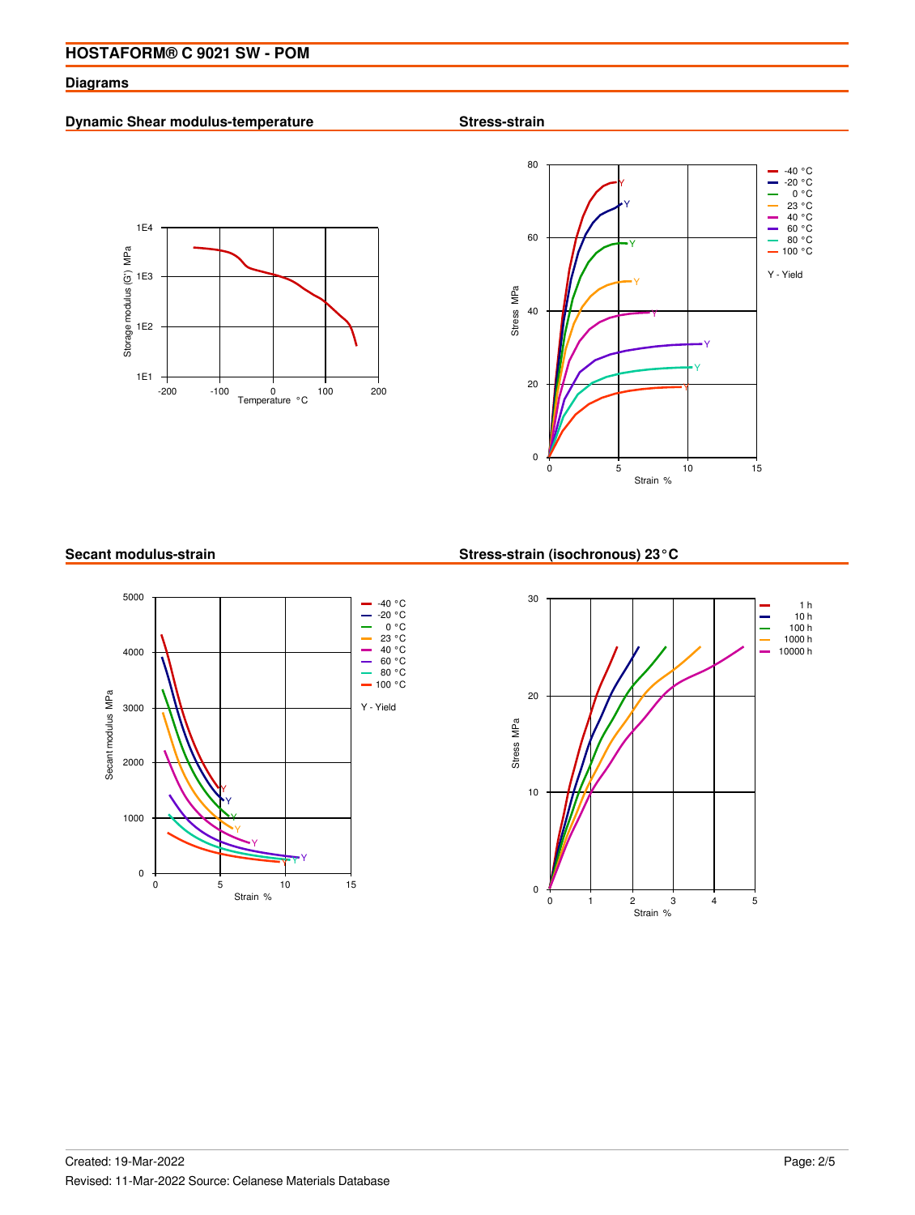## HOSTAFORM® C 9021 SW - POM

### Diagrams

#### Dynamic Shear modulus-temperature

#### Stress-strain

#### Secant modulus-strain

#### Stress-strain (isochronous) 23°C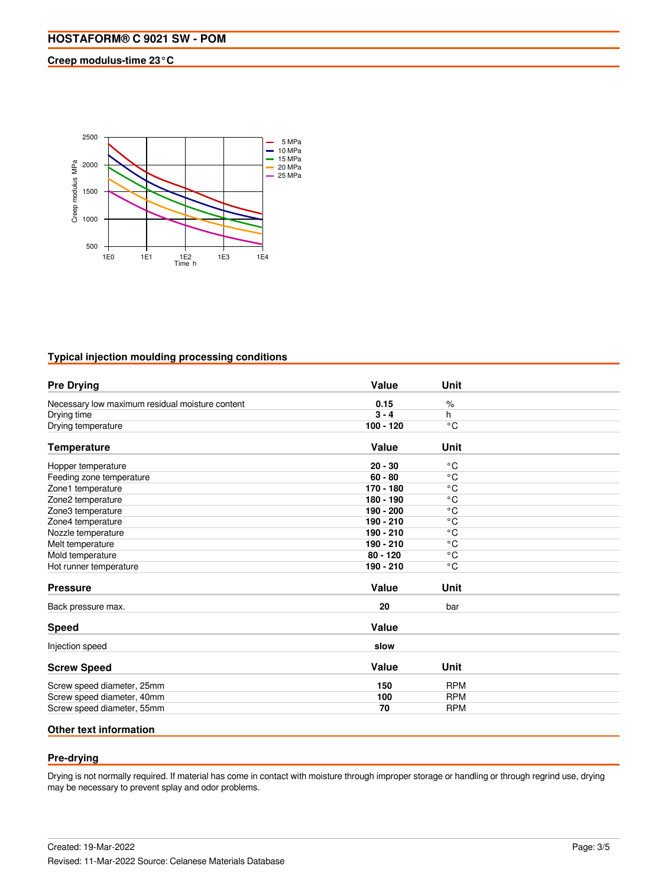## HOSTAFORM® C 9021 SW - POM

### Creep modulus-time 23°C

2500
2000
1500
1000
500
Creep modulus MPa
1E0
1E1
1E2
1E3
1E4
Time h
5 MPa
10 MPa
15 MPa
20 MPa
25 MPa

### Typical injection moulding processing conditions

| Pre Drying | Value | Unit |
|---|---|---|
| Necessary low maximum residual moisture content | **0.15** | % |
| Drying time | **3 - 4** | h |
| Drying temperature | **100 - 120** | °C |

| Temperature | Value | Unit |
|---|---|---|
| Hopper temperature | **20 - 30** | °C |
| Feeding zone temperature | **60 - 80** | °C |
| Zone1 temperature | **170 - 180** | °C |
| Zone2 temperature | **180 - 190** | °C |
| Zone3 temperature | **190 - 200** | °C |
| Zone4 temperature | **190 - 210** | °C |
| Nozzle temperature | **190 - 210** | °C |
| Melt temperature | **190 - 210** | °C |
| Mold temperature | **80 - 120** | °C |
| Hot runner temperature | **190 - 210** | °C |

| Pressure | Value | Unit |
|---|---|---|
| Back pressure max. | **20** | bar |

| Speed | Value |
|---|---|
| Injection speed | **slow** |

| Screw Speed | Value | Unit |
|---|---|---|
| Screw speed diameter, 25mm | **150** | RPM |
| Screw speed diameter, 40mm | **100** | RPM |
| Screw speed diameter, 55mm | **70** | RPM |

### Other text information

### Pre-drying

Drying is not normally required. If material has come in contact with moisture through improper storage or handling or through regrind use, drying may be necessary to prevent splay and odor problems.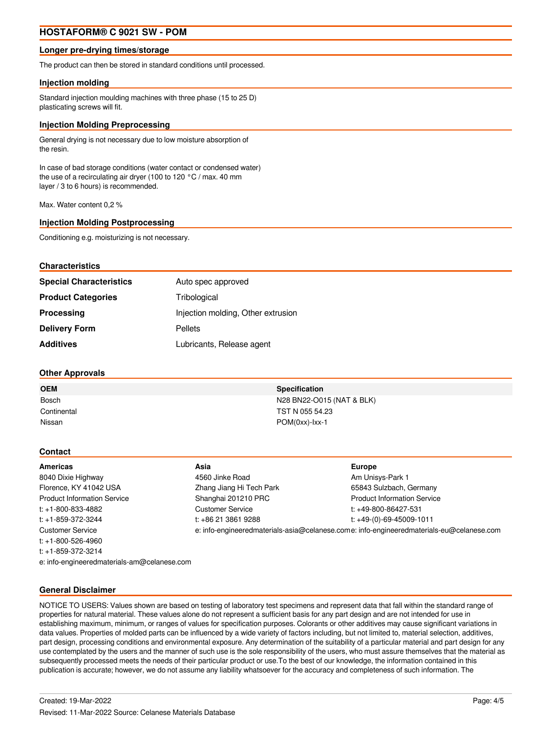## Longer pre-drying times/storage

The product can then be stored in standard conditions until processed.

## Injection molding

Standard injection moulding machines with three phase (15 to 25 D) plasticating screws will fit.

## Injection Molding Preprocessing

General drying is not necessary due to low moisture absorption of the resin.

In case of bad storage conditions (water contact or condensed water) the use of a recirculating air dryer (100 to 120 °C / max. 40 mm layer / 3 to 6 hours) is recommended.

Max. Water content 0,2 %

## Injection Molding Postprocessing

Conditioning e.g. moisturizing is not necessary.

## Characteristics

| | |
|---|---|
| **Special Characteristics** | Auto spec approved |
| **Product Categories** | Tribological |
| **Processing** | Injection molding, Other extrusion |
| **Delivery Form** | Pellets |
| **Additives** | Lubricants, Release agent |

## Other Approvals

| OEM | Specification |
|---|---|
| Bosch | N28 BN22-O015 (NAT & BLK) |
| Continental | TST N 055 54.23 |
| Nissan | POM(0xx)-Ixx-1 |

## Contact

**Americas**
8040 Dixie Highway
Florence, KY 41042 USA
Product Information Service
t: +1-800-833-4882
t: +1-859-372-3244
Customer Service
t: +1-800-526-4960
t: +1-859-372-3214
e: info-engineeredmaterials-am@celanese.com

**Asia**
4560 Jinke Road
Zhang Jiang Hi Tech Park
Shanghai 201210 PRC
Customer Service
t: +86 21 3861 9288
e: info-engineeredmaterials-asia@celanese.com

**Europe**
Am Unisys-Park 1
65843 Sulzbach, Germany
Product Information Service
t: +49-800-86427-531
t: +49-(0)-69-45009-1011
e: info-engineeredmaterials-eu@celanese.com

## General Disclaimer

NOTICE TO USERS: Values shown are based on testing of laboratory test specimens and represent data that fall within the standard range of properties for natural material. These values alone do not represent a sufficient basis for any part design and are not intended for use in establishing maximum, minimum, or ranges of values for specification purposes. Colorants or other additives may cause significant variations in data values. Properties of molded parts can be influenced by a wide variety of factors including, but not limited to, material selection, additives, part design, processing conditions and environmental exposure. Any determination of the suitability of a particular material and part design for any use contemplated by the users and the manner of such use is the sole responsibility of the users, who must assure themselves that the material as subsequently processed meets the needs of their particular product or use.To the best of our knowledge, the information contained in this publication is accurate; however, we do not assume any liability whatsoever for the accuracy and completeness of such information. The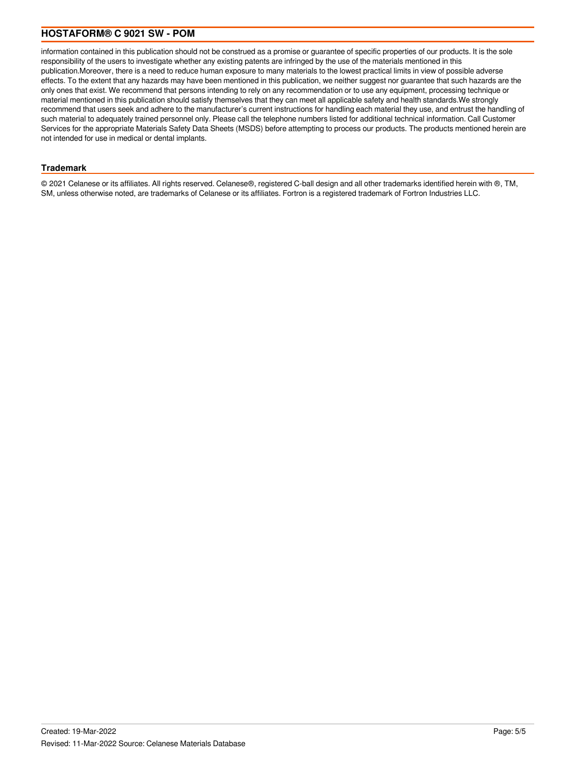information contained in this publication should not be construed as a promise or guarantee of specific properties of our products. It is the sole responsibility of the users to investigate whether any existing patents are infringed by the use of the materials mentioned in this publication.Moreover, there is a need to reduce human exposure to many materials to the lowest practical limits in view of possible adverse effects. To the extent that any hazards may have been mentioned in this publication, we neither suggest nor guarantee that such hazards are the only ones that exist. We recommend that persons intending to rely on any recommendation or to use any equipment, processing technique or material mentioned in this publication should satisfy themselves that they can meet all applicable safety and health standards.We strongly recommend that users seek and adhere to the manufacturer's current instructions for handling each material they use, and entrust the handling of such material to adequately trained personnel only. Please call the telephone numbers listed for additional technical information. Call Customer Services for the appropriate Materials Safety Data Sheets (MSDS) before attempting to process our products. The products mentioned herein are not intended for use in medical or dental implants.

## Trademark

© 2021 Celanese or its affiliates. All rights reserved. Celanese®, registered C-ball design and all other trademarks identified herein with ®, TM, SM, unless otherwise noted, are trademarks of Celanese or its affiliates. Fortron is a registered trademark of Fortron Industries LLC.